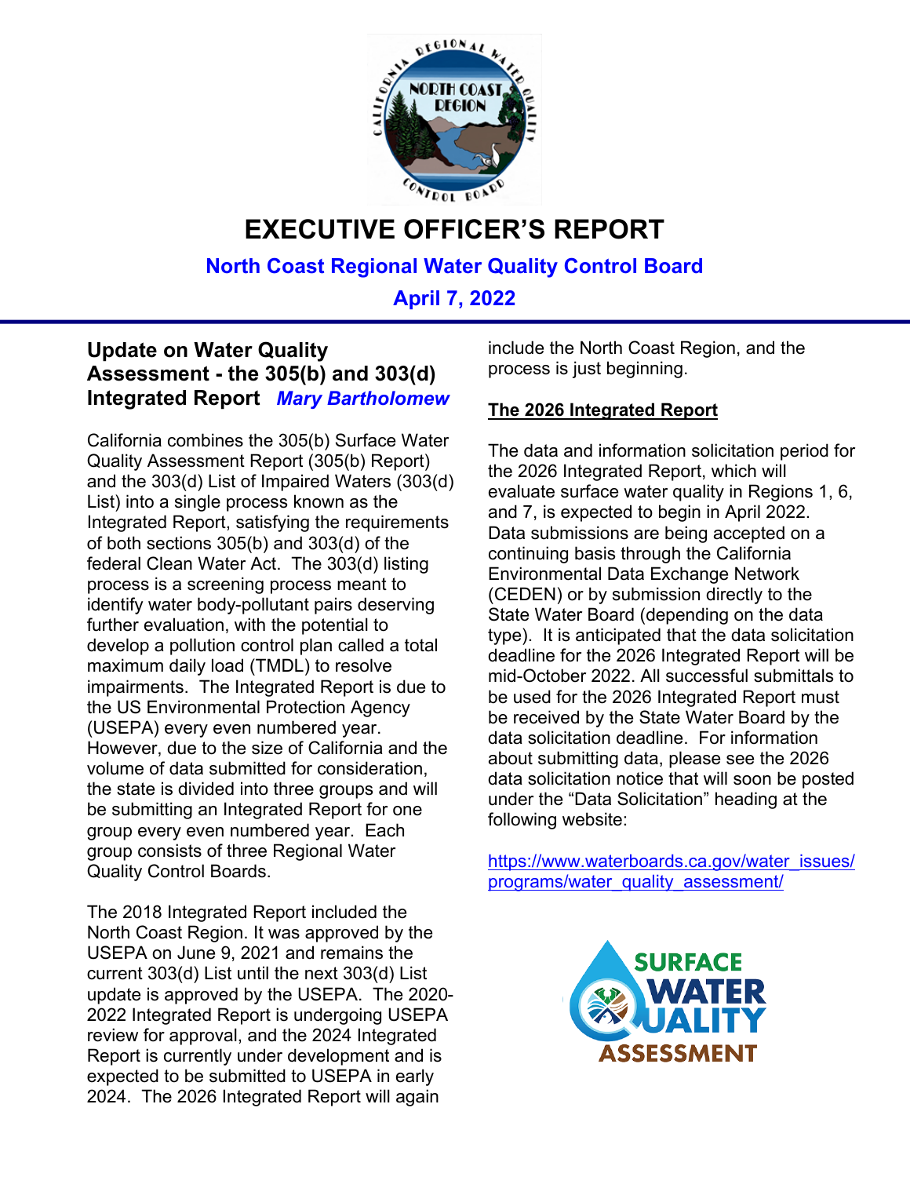# EXECUTIVE OFFICER'S REPORT

**North Coast Regional Water Quality Control Board**

**April 7, 2022**

## Update on Water Quality Assessment - the 305(b) and 303(d) Integrated Report *Mary Bartholomew*

California combines the 305(b) Surface Water Quality Assessment Report (305(b) Report) and the 303(d) List of Impaired Waters (303(d) List) into a single process known as the Integrated Report, satisfying the requirements of both sections 305(b) and 303(d) of the federal Clean Water Act. The 303(d) listing process is a screening process meant to identify water body-pollutant pairs deserving further evaluation, with the potential to develop a pollution control plan called a total maximum daily load (TMDL) to resolve impairments. The Integrated Report is due to the US Environmental Protection Agency (USEPA) every even numbered year. However, due to the size of California and the volume of data submitted for consideration, the state is divided into three groups and will be submitting an Integrated Report for one group every even numbered year. Each group consists of three Regional Water Quality Control Boards.

The 2018 Integrated Report included the North Coast Region. It was approved by the USEPA on June 9, 2021 and remains the current 303(d) List until the next 303(d) List update is approved by the USEPA. The 2020-2022 Integrated Report is undergoing USEPA review for approval, and the 2024 Integrated Report is currently under development and is expected to be submitted to USEPA in early 2024. The 2026 Integrated Report will again include the North Coast Region, and the process is just beginning.

### The 2026 Integrated Report

The data and information solicitation period for the 2026 Integrated Report, which will evaluate surface water quality in Regions 1, 6, and 7, is expected to begin in April 2022. Data submissions are being accepted on a continuing basis through the California Environmental Data Exchange Network (CEDEN) or by submission directly to the State Water Board (depending on the data type). It is anticipated that the data solicitation deadline for the 2026 Integrated Report will be mid-October 2022. All successful submittals to be used for the 2026 Integrated Report must be received by the State Water Board by the data solicitation deadline. For information about submitting data, please see the 2026 data solicitation notice that will soon be posted under the "Data Solicitation" heading at the following website:

https://www.waterboards.ca.gov/water_issues/programs/water_quality_assessment/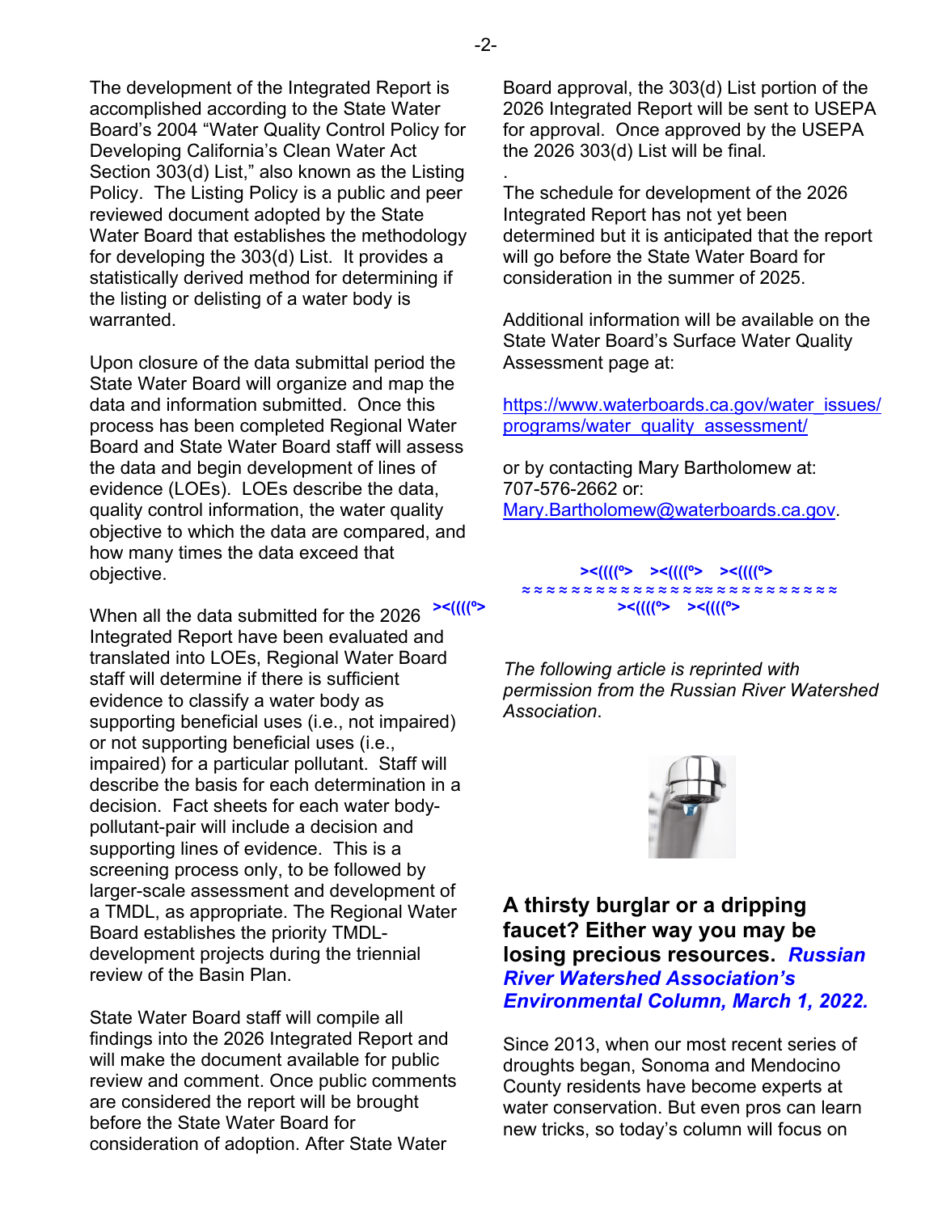The development of the Integrated Report is accomplished according to the State Water Board's 2004 "Water Quality Control Policy for Developing California's Clean Water Act Section 303(d) List," also known as the Listing Policy. The Listing Policy is a public and peer reviewed document adopted by the State Water Board that establishes the methodology for developing the 303(d) List. It provides a statistically derived method for determining if the listing or delisting of a water body is warranted.

Upon closure of the data submittal period the State Water Board will organize and map the data and information submitted. Once this process has been completed Regional Water Board and State Water Board staff will assess the data and begin development of lines of evidence (LOEs). LOEs describe the data, quality control information, the water quality objective to which the data are compared, and how many times the data exceed that objective.

When all the data submitted for the 2026 Integrated Report have been evaluated and translated into LOEs, Regional Water Board staff will determine if there is sufficient evidence to classify a water body as supporting beneficial uses (i.e., not impaired) or not supporting beneficial uses (i.e., impaired) for a particular pollutant. Staff will describe the basis for each determination in a decision. Fact sheets for each water body-pollutant-pair will include a decision and supporting lines of evidence. This is a screening process only, to be followed by larger-scale assessment and development of a TMDL, as appropriate. The Regional Water Board establishes the priority TMDL-development projects during the triennial review of the Basin Plan.

State Water Board staff will compile all findings into the 2026 Integrated Report and will make the document available for public review and comment. Once public comments are considered the report will be brought before the State Water Board for consideration of adoption. After State Water Board approval, the 303(d) List portion of the 2026 Integrated Report will be sent to USEPA for approval. Once approved by the USEPA the 2026 303(d) List will be final.

The schedule for development of the 2026 Integrated Report has not yet been determined but it is anticipated that the report will go before the State Water Board for consideration in the summer of 2025.

Additional information will be available on the State Water Board's Surface Water Quality Assessment page at:

https://www.waterboards.ca.gov/water_issues/programs/water_quality_assessment/

or by contacting Mary Bartholomew at: 707-576-2662 or: Mary.Bartholomew@waterboards.ca.gov.

><((((º> ><((((º> ><((((º>
≈≈≈≈≈≈≈≈≈≈≈≈≈≈≈≈≈≈≈≈≈≈≈≈≈≈≈
><((((º> ><((((º>

*The following article is reprinted with permission from the Russian River Watershed Association.*

## A thirsty burglar or a dripping faucet? Either way you may be losing precious resources. *Russian River Watershed Association's Environmental Column, March 1, 2022.*

Since 2013, when our most recent series of droughts began, Sonoma and Mendocino County residents have become experts at water conservation. But even pros can learn new tricks, so today's column will focus on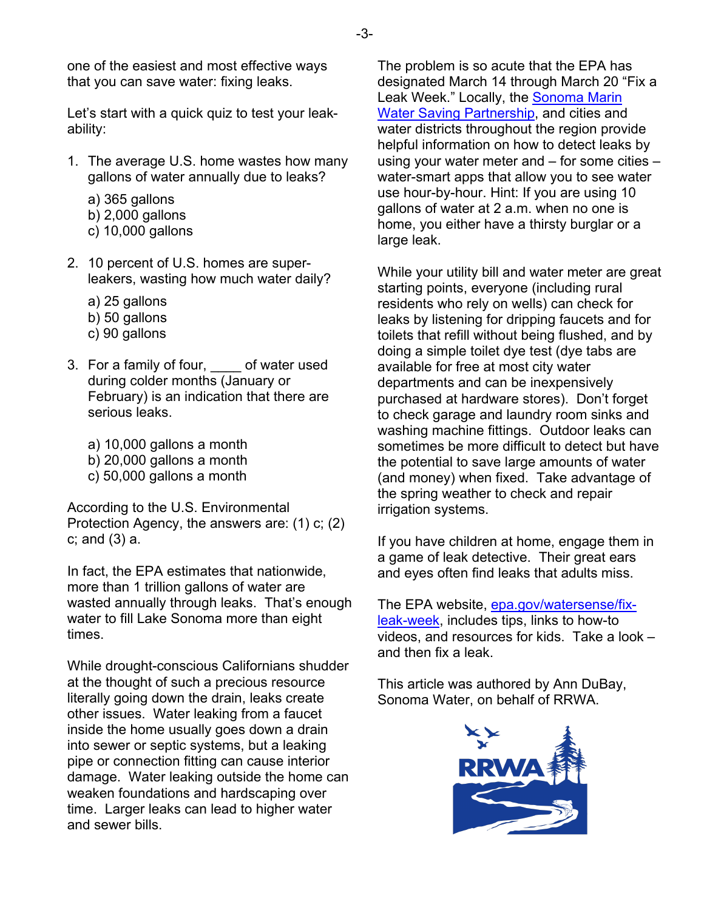one of the easiest and most effective ways that you can save water: fixing leaks.

Let's start with a quick quiz to test your leak-ability:

1. The average U.S. home wastes how many gallons of water annually due to leaks?

   a) 365 gallons
   b) 2,000 gallons
   c) 10,000 gallons

2. 10 percent of U.S. homes are super-leakers, wasting how much water daily?

   a) 25 gallons
   b) 50 gallons
   c) 90 gallons

3. For a family of four, ____ of water used during colder months (January or February) is an indication that there are serious leaks.

   a) 10,000 gallons a month
   b) 20,000 gallons a month
   c) 50,000 gallons a month

According to the U.S. Environmental Protection Agency, the answers are: (1) c; (2) c; and (3) a.

In fact, the EPA estimates that nationwide, more than 1 trillion gallons of water are wasted annually through leaks. That's enough water to fill Lake Sonoma more than eight times.

While drought-conscious Californians shudder at the thought of such a precious resource literally going down the drain, leaks create other issues. Water leaking from a faucet inside the home usually goes down a drain into sewer or septic systems, but a leaking pipe or connection fitting can cause interior damage. Water leaking outside the home can weaken foundations and hardscaping over time. Larger leaks can lead to higher water and sewer bills.

The problem is so acute that the EPA has designated March 14 through March 20 "Fix a Leak Week." Locally, the Sonoma Marin Water Saving Partnership, and cities and water districts throughout the region provide helpful information on how to detect leaks by using your water meter and – for some cities – water-smart apps that allow you to see water use hour-by-hour. Hint: If you are using 10 gallons of water at 2 a.m. when no one is home, you either have a thirsty burglar or a large leak.

While your utility bill and water meter are great starting points, everyone (including rural residents who rely on wells) can check for leaks by listening for dripping faucets and for toilets that refill without being flushed, and by doing a simple toilet dye test (dye tabs are available for free at most city water departments and can be inexpensively purchased at hardware stores). Don't forget to check garage and laundry room sinks and washing machine fittings. Outdoor leaks can sometimes be more difficult to detect but have the potential to save large amounts of water (and money) when fixed. Take advantage of the spring weather to check and repair irrigation systems.

If you have children at home, engage them in a game of leak detective. Their great ears and eyes often find leaks that adults miss.

The EPA website, epa.gov/watersense/fix-leak-week, includes tips, links to how-to videos, and resources for kids. Take a look – and then fix a leak.

This article was authored by Ann DuBay, Sonoma Water, on behalf of RRWA.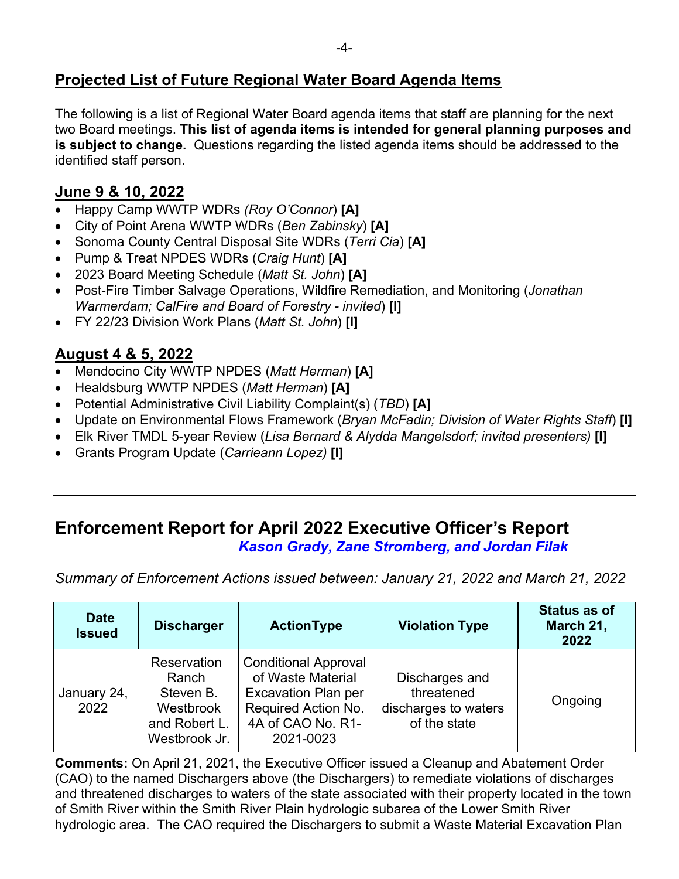## Projected List of Future Regional Water Board Agenda Items

The following is a list of Regional Water Board agenda items that staff are planning for the next two Board meetings. **This list of agenda items is intended for general planning purposes and is subject to change.** Questions regarding the listed agenda items should be addressed to the identified staff person.

### June 9 & 10, 2022

- Happy Camp WWTP WDRs *(Roy O'Connor*) **[A]**
- City of Point Arena WWTP WDRs (*Ben Zabinsky*) **[A]**
- Sonoma County Central Disposal Site WDRs (*Terri Cia*) **[A]**
- Pump & Treat NPDES WDRs (*Craig Hunt*) **[A]**
- 2023 Board Meeting Schedule (*Matt St. John*) **[A]**
- Post-Fire Timber Salvage Operations, Wildfire Remediation, and Monitoring (*Jonathan Warmerdam; CalFire and Board of Forestry - invited*) **[I]**
- FY 22/23 Division Work Plans (*Matt St. John*) **[I]**

### August 4 & 5, 2022

- Mendocino City WWTP NPDES (*Matt Herman*) **[A]**
- Healdsburg WWTP NPDES (*Matt Herman*) **[A]**
- Potential Administrative Civil Liability Complaint(s) (*TBD*) **[A]**
- Update on Environmental Flows Framework (*Bryan McFadin; Division of Water Rights Staff*) **[I]**
- Elk River TMDL 5-year Review (*Lisa Bernard & Alydda Mangelsdorf; invited presenters)* **[I]**
- Grants Program Update (*Carrieann Lopez)* **[I]**

---

## Enforcement Report for April 2022 Executive Officer's Report

***Kason Grady, Zane Stromberg, and Jordan Filak***

*Summary of Enforcement Actions issued between: January 21, 2022 and March 21, 2022*

| Date Issued | Discharger | ActionType | Violation Type | Status as of March 21, 2022 |
|---|---|---|---|---|
| January 24, 2022 | Reservation Ranch Steven B. Westbrook and Robert L. Westbrook Jr. | Conditional Approval of Waste Material Excavation Plan per Required Action No. 4A of CAO No. R1-2021-0023 | Discharges and threatened discharges to waters of the state | Ongoing |

**Comments:** On April 21, 2021, the Executive Officer issued a Cleanup and Abatement Order (CAO) to the named Dischargers above (the Dischargers) to remediate violations of discharges and threatened discharges to waters of the state associated with their property located in the town of Smith River within the Smith River Plain hydrologic subarea of the Lower Smith River hydrologic area. The CAO required the Dischargers to submit a Waste Material Excavation Plan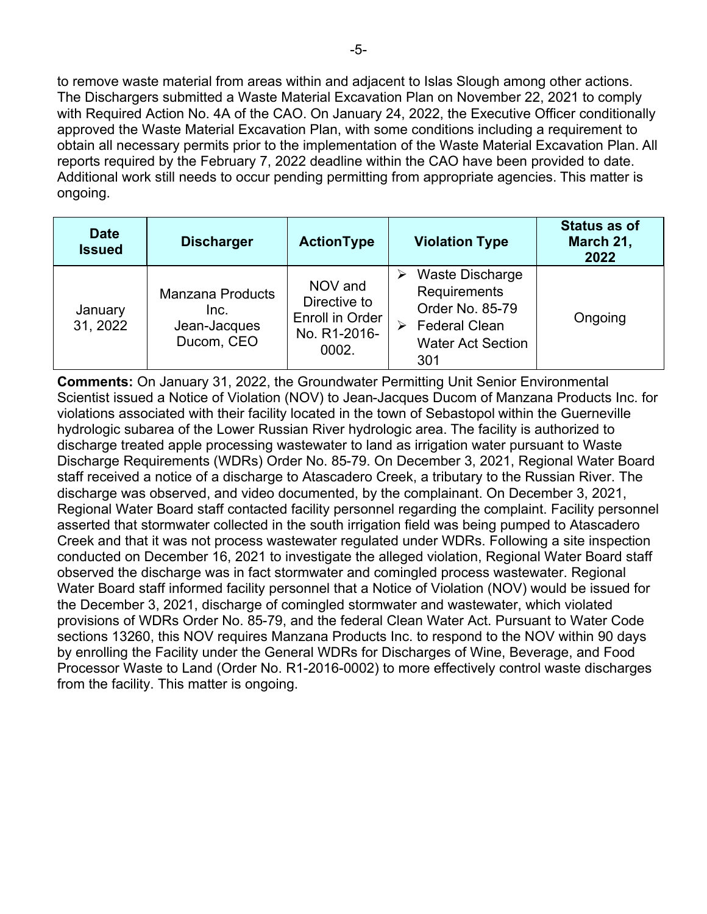to remove waste material from areas within and adjacent to Islas Slough among other actions. The Dischargers submitted a Waste Material Excavation Plan on November 22, 2021 to comply with Required Action No. 4A of the CAO. On January 24, 2022, the Executive Officer conditionally approved the Waste Material Excavation Plan, with some conditions including a requirement to obtain all necessary permits prior to the implementation of the Waste Material Excavation Plan. All reports required by the February 7, 2022 deadline within the CAO have been provided to date. Additional work still needs to occur pending permitting from appropriate agencies. This matter is ongoing.

| Date Issued | Discharger | ActionType | Violation Type | Status as of March 21, 2022 |
|---|---|---|---|---|
| January 31, 2022 | Manzana Products Inc. Jean-Jacques Ducom, CEO | NOV and Directive to Enroll in Order No. R1-2016-0002. | ➢ Waste Discharge Requirements Order No. 85-79<br>➢ Federal Clean Water Act Section 301 | Ongoing |

**Comments:** On January 31, 2022, the Groundwater Permitting Unit Senior Environmental Scientist issued a Notice of Violation (NOV) to Jean-Jacques Ducom of Manzana Products Inc. for violations associated with their facility located in the town of Sebastopol within the Guerneville hydrologic subarea of the Lower Russian River hydrologic area. The facility is authorized to discharge treated apple processing wastewater to land as irrigation water pursuant to Waste Discharge Requirements (WDRs) Order No. 85-79. On December 3, 2021, Regional Water Board staff received a notice of a discharge to Atascadero Creek, a tributary to the Russian River. The discharge was observed, and video documented, by the complainant. On December 3, 2021, Regional Water Board staff contacted facility personnel regarding the complaint. Facility personnel asserted that stormwater collected in the south irrigation field was being pumped to Atascadero Creek and that it was not process wastewater regulated under WDRs. Following a site inspection conducted on December 16, 2021 to investigate the alleged violation, Regional Water Board staff observed the discharge was in fact stormwater and comingled process wastewater. Regional Water Board staff informed facility personnel that a Notice of Violation (NOV) would be issued for the December 3, 2021, discharge of comingled stormwater and wastewater, which violated provisions of WDRs Order No. 85-79, and the federal Clean Water Act. Pursuant to Water Code sections 13260, this NOV requires Manzana Products Inc. to respond to the NOV within 90 days by enrolling the Facility under the General WDRs for Discharges of Wine, Beverage, and Food Processor Waste to Land (Order No. R1-2016-0002) to more effectively control waste discharges from the facility. This matter is ongoing.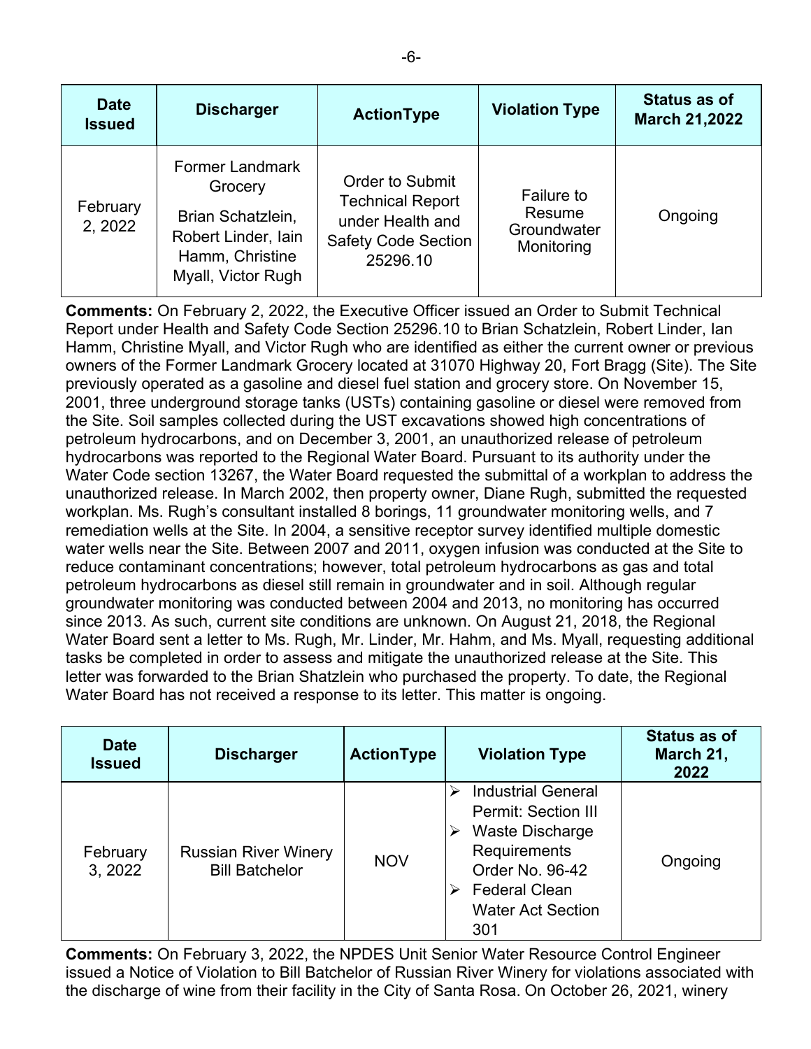| Date Issued | Discharger | ActionType | Violation Type | Status as of March 21,2022 |
|---|---|---|---|---|
| February 2, 2022 | Former Landmark Grocery<br>Brian Schatzlein, Robert Linder, Iain Hamm, Christine Myall, Victor Rugh | Order to Submit Technical Report under Health and Safety Code Section 25296.10 | Failure to Resume Groundwater Monitoring | Ongoing |

**Comments:** On February 2, 2022, the Executive Officer issued an Order to Submit Technical Report under Health and Safety Code Section 25296.10 to Brian Schatzlein, Robert Linder, Ian Hamm, Christine Myall, and Victor Rugh who are identified as either the current owner or previous owners of the Former Landmark Grocery located at 31070 Highway 20, Fort Bragg (Site). The Site previously operated as a gasoline and diesel fuel station and grocery store. On November 15, 2001, three underground storage tanks (USTs) containing gasoline or diesel were removed from the Site. Soil samples collected during the UST excavations showed high concentrations of petroleum hydrocarbons, and on December 3, 2001, an unauthorized release of petroleum hydrocarbons was reported to the Regional Water Board. Pursuant to its authority under the Water Code section 13267, the Water Board requested the submittal of a workplan to address the unauthorized release. In March 2002, then property owner, Diane Rugh, submitted the requested workplan. Ms. Rugh's consultant installed 8 borings, 11 groundwater monitoring wells, and 7 remediation wells at the Site. In 2004, a sensitive receptor survey identified multiple domestic water wells near the Site. Between 2007 and 2011, oxygen infusion was conducted at the Site to reduce contaminant concentrations; however, total petroleum hydrocarbons as gas and total petroleum hydrocarbons as diesel still remain in groundwater and in soil. Although regular groundwater monitoring was conducted between 2004 and 2013, no monitoring has occurred since 2013. As such, current site conditions are unknown. On August 21, 2018, the Regional Water Board sent a letter to Ms. Rugh, Mr. Linder, Mr. Hahm, and Ms. Myall, requesting additional tasks be completed in order to assess and mitigate the unauthorized release at the Site. This letter was forwarded to the Brian Shatzlein who purchased the property. To date, the Regional Water Board has not received a response to its letter. This matter is ongoing.

| Date Issued | Discharger | ActionType | Violation Type | Status as of March 21, 2022 |
|---|---|---|---|---|
| February 3, 2022 | Russian River Winery Bill Batchelor | NOV | ➢ Industrial General Permit: Section III<br>➢ Waste Discharge Requirements Order No. 96-42<br>➢ Federal Clean Water Act Section 301 | Ongoing |

**Comments:** On February 3, 2022, the NPDES Unit Senior Water Resource Control Engineer issued a Notice of Violation to Bill Batchelor of Russian River Winery for violations associated with the discharge of wine from their facility in the City of Santa Rosa. On October 26, 2021, winery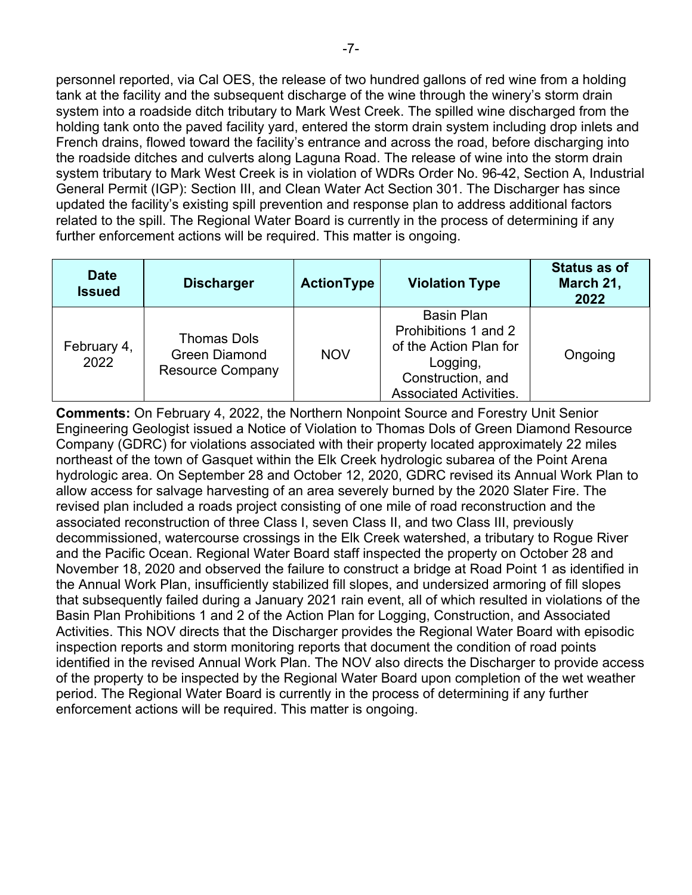personnel reported, via Cal OES, the release of two hundred gallons of red wine from a holding tank at the facility and the subsequent discharge of the wine through the winery's storm drain system into a roadside ditch tributary to Mark West Creek. The spilled wine discharged from the holding tank onto the paved facility yard, entered the storm drain system including drop inlets and French drains, flowed toward the facility's entrance and across the road, before discharging into the roadside ditches and culverts along Laguna Road. The release of wine into the storm drain system tributary to Mark West Creek is in violation of WDRs Order No. 96-42, Section A, Industrial General Permit (IGP): Section III, and Clean Water Act Section 301. The Discharger has since updated the facility's existing spill prevention and response plan to address additional factors related to the spill. The Regional Water Board is currently in the process of determining if any further enforcement actions will be required. This matter is ongoing.

| Date Issued | Discharger | ActionType | Violation Type | Status as of March 21, 2022 |
| --- | --- | --- | --- | --- |
| February 4, 2022 | Thomas Dols Green Diamond Resource Company | NOV | Basin Plan Prohibitions 1 and 2 of the Action Plan for Logging, Construction, and Associated Activities. | Ongoing |

**Comments:** On February 4, 2022, the Northern Nonpoint Source and Forestry Unit Senior Engineering Geologist issued a Notice of Violation to Thomas Dols of Green Diamond Resource Company (GDRC) for violations associated with their property located approximately 22 miles northeast of the town of Gasquet within the Elk Creek hydrologic subarea of the Point Arena hydrologic area. On September 28 and October 12, 2020, GDRC revised its Annual Work Plan to allow access for salvage harvesting of an area severely burned by the 2020 Slater Fire. The revised plan included a roads project consisting of one mile of road reconstruction and the associated reconstruction of three Class I, seven Class II, and two Class III, previously decommissioned, watercourse crossings in the Elk Creek watershed, a tributary to Rogue River and the Pacific Ocean. Regional Water Board staff inspected the property on October 28 and November 18, 2020 and observed the failure to construct a bridge at Road Point 1 as identified in the Annual Work Plan, insufficiently stabilized fill slopes, and undersized armoring of fill slopes that subsequently failed during a January 2021 rain event, all of which resulted in violations of the Basin Plan Prohibitions 1 and 2 of the Action Plan for Logging, Construction, and Associated Activities. This NOV directs that the Discharger provides the Regional Water Board with episodic inspection reports and storm monitoring reports that document the condition of road points identified in the revised Annual Work Plan. The NOV also directs the Discharger to provide access of the property to be inspected by the Regional Water Board upon completion of the wet weather period. The Regional Water Board is currently in the process of determining if any further enforcement actions will be required. This matter is ongoing.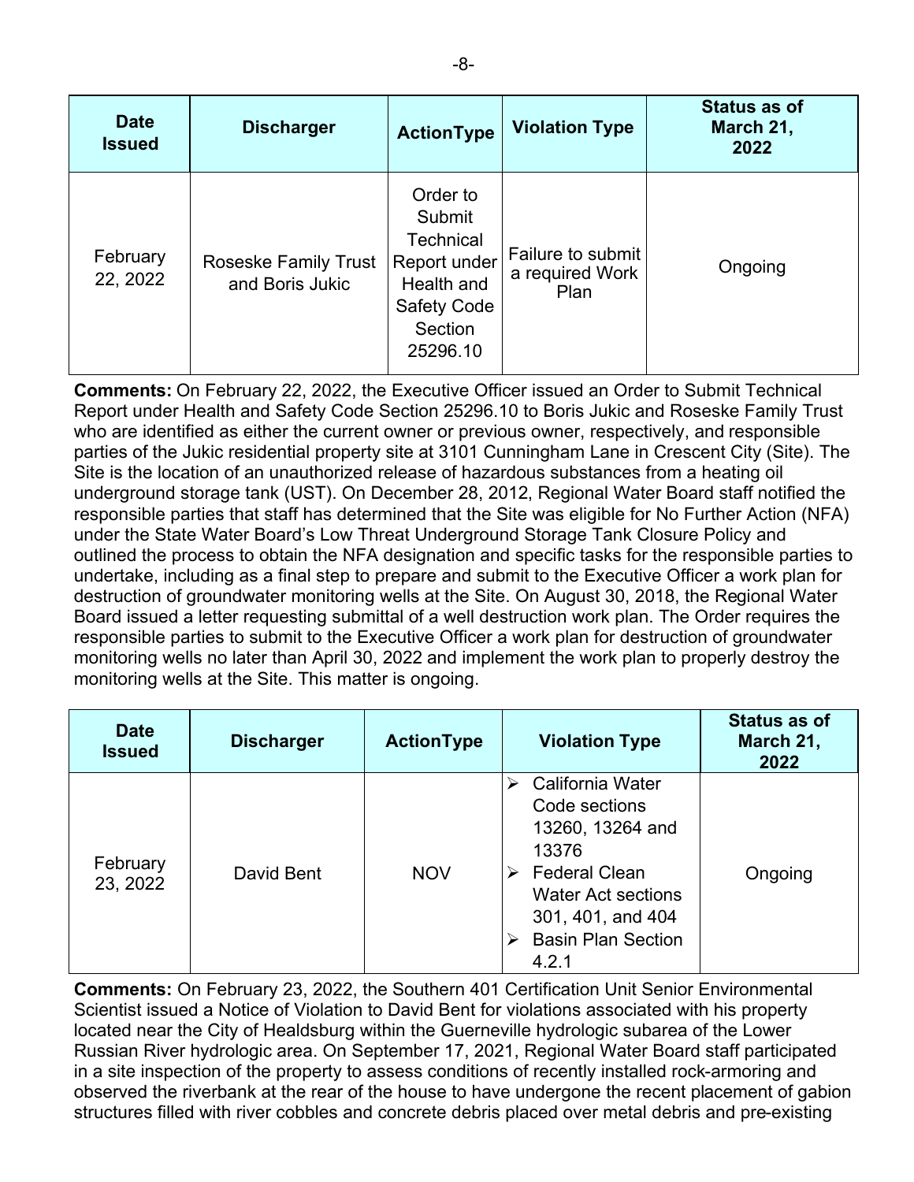| Date Issued | Discharger | ActionType | Violation Type | Status as of March 21, 2022 |
|---|---|---|---|---|
| February 22, 2022 | Roseske Family Trust and Boris Jukic | Order to Submit Technical Report under Health and Safety Code Section 25296.10 | Failure to submit a required Work Plan | Ongoing |

**Comments:** On February 22, 2022, the Executive Officer issued an Order to Submit Technical Report under Health and Safety Code Section 25296.10 to Boris Jukic and Roseske Family Trust who are identified as either the current owner or previous owner, respectively, and responsible parties of the Jukic residential property site at 3101 Cunningham Lane in Crescent City (Site). The Site is the location of an unauthorized release of hazardous substances from a heating oil underground storage tank (UST). On December 28, 2012, Regional Water Board staff notified the responsible parties that staff has determined that the Site was eligible for No Further Action (NFA) under the State Water Board's Low Threat Underground Storage Tank Closure Policy and outlined the process to obtain the NFA designation and specific tasks for the responsible parties to undertake, including as a final step to prepare and submit to the Executive Officer a work plan for destruction of groundwater monitoring wells at the Site. On August 30, 2018, the Regional Water Board issued a letter requesting submittal of a well destruction work plan. The Order requires the responsible parties to submit to the Executive Officer a work plan for destruction of groundwater monitoring wells no later than April 30, 2022 and implement the work plan to properly destroy the monitoring wells at the Site. This matter is ongoing.

| Date Issued | Discharger | ActionType | Violation Type | Status as of March 21, 2022 |
|---|---|---|---|---|
| February 23, 2022 | David Bent | NOV | ➢ California Water Code sections 13260, 13264 and 13376<br>➢ Federal Clean Water Act sections 301, 401, and 404<br>➢ Basin Plan Section 4.2.1 | Ongoing |

**Comments:** On February 23, 2022, the Southern 401 Certification Unit Senior Environmental Scientist issued a Notice of Violation to David Bent for violations associated with his property located near the City of Healdsburg within the Guerneville hydrologic subarea of the Lower Russian River hydrologic area. On September 17, 2021, Regional Water Board staff participated in a site inspection of the property to assess conditions of recently installed rock-armoring and observed the riverbank at the rear of the house to have undergone the recent placement of gabion structures filled with river cobbles and concrete debris placed over metal debris and pre-existing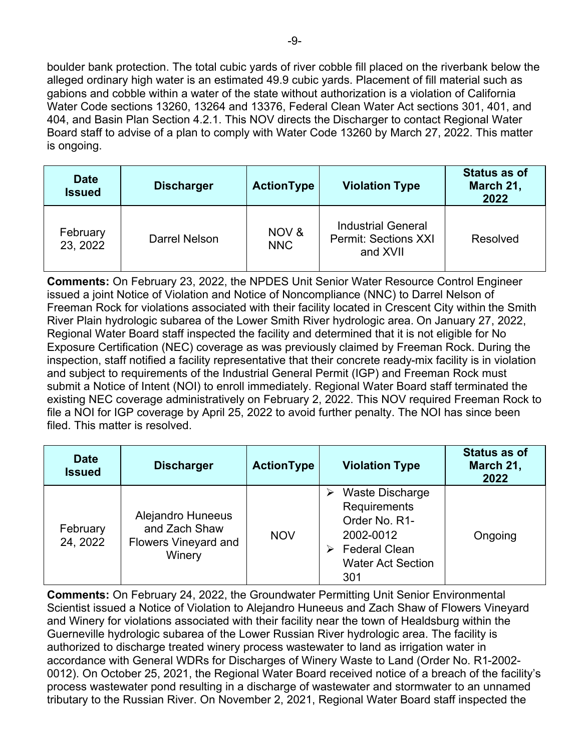boulder bank protection. The total cubic yards of river cobble fill placed on the riverbank below the alleged ordinary high water is an estimated 49.9 cubic yards. Placement of fill material such as gabions and cobble within a water of the state without authorization is a violation of California Water Code sections 13260, 13264 and 13376, Federal Clean Water Act sections 301, 401, and 404, and Basin Plan Section 4.2.1. This NOV directs the Discharger to contact Regional Water Board staff to advise of a plan to comply with Water Code 13260 by March 27, 2022. This matter is ongoing.

| Date Issued | Discharger | ActionType | Violation Type | Status as of March 21, 2022 |
|---|---|---|---|---|
| February 23, 2022 | Darrel Nelson | NOV & NNC | Industrial General Permit: Sections XXI and XVII | Resolved |

**Comments:** On February 23, 2022, the NPDES Unit Senior Water Resource Control Engineer issued a joint Notice of Violation and Notice of Noncompliance (NNC) to Darrel Nelson of Freeman Rock for violations associated with their facility located in Crescent City within the Smith River Plain hydrologic subarea of the Lower Smith River hydrologic area. On January 27, 2022, Regional Water Board staff inspected the facility and determined that it is not eligible for No Exposure Certification (NEC) coverage as was previously claimed by Freeman Rock. During the inspection, staff notified a facility representative that their concrete ready-mix facility is in violation and subject to requirements of the Industrial General Permit (IGP) and Freeman Rock must submit a Notice of Intent (NOI) to enroll immediately. Regional Water Board staff terminated the existing NEC coverage administratively on February 2, 2022. This NOV required Freeman Rock to file a NOI for IGP coverage by April 25, 2022 to avoid further penalty. The NOI has since been filed. This matter is resolved.

| Date Issued | Discharger | ActionType | Violation Type | Status as of March 21, 2022 |
|---|---|---|---|---|
| February 24, 2022 | Alejandro Huneeus and Zach Shaw Flowers Vineyard and Winery | NOV | ➢ Waste Discharge Requirements Order No. R1-2002-0012 ➢ Federal Clean Water Act Section 301 | Ongoing |

**Comments:** On February 24, 2022, the Groundwater Permitting Unit Senior Environmental Scientist issued a Notice of Violation to Alejandro Huneeus and Zach Shaw of Flowers Vineyard and Winery for violations associated with their facility near the town of Healdsburg within the Guerneville hydrologic subarea of the Lower Russian River hydrologic area. The facility is authorized to discharge treated winery process wastewater to land as irrigation water in accordance with General WDRs for Discharges of Winery Waste to Land (Order No. R1-2002-0012). On October 25, 2021, the Regional Water Board received notice of a breach of the facility's process wastewater pond resulting in a discharge of wastewater and stormwater to an unnamed tributary to the Russian River. On November 2, 2021, Regional Water Board staff inspected the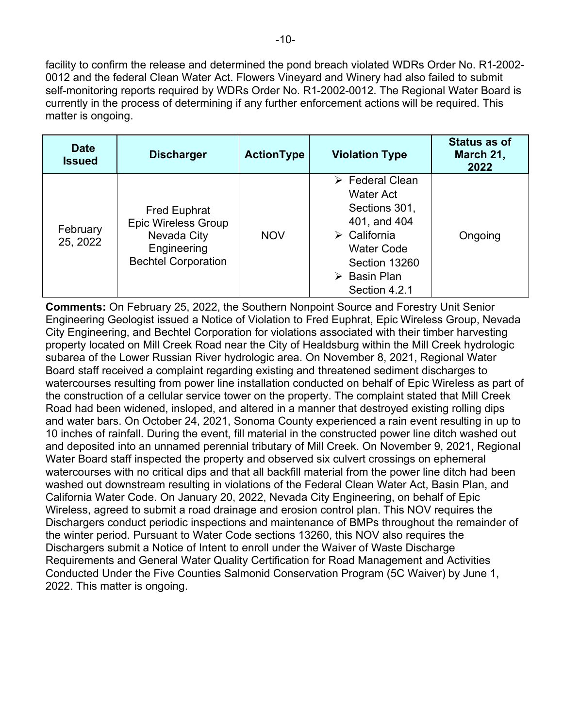facility to confirm the release and determined the pond breach violated WDRs Order No. R1-2002-0012 and the federal Clean Water Act. Flowers Vineyard and Winery had also failed to submit self-monitoring reports required by WDRs Order No. R1-2002-0012. The Regional Water Board is currently in the process of determining if any further enforcement actions will be required. This matter is ongoing.

| Date Issued | Discharger | ActionType | Violation Type | Status as of March 21, 2022 |
|---|---|---|---|---|
| February 25, 2022 | Fred Euphrat<br>Epic Wireless Group<br>Nevada City Engineering<br>Bechtel Corporation | NOV | ➢ Federal Clean Water Act Sections 301, 401, and 404<br>➢ California Water Code Section 13260<br>➢ Basin Plan Section 4.2.1 | Ongoing |

**Comments:** On February 25, 2022, the Southern Nonpoint Source and Forestry Unit Senior Engineering Geologist issued a Notice of Violation to Fred Euphrat, Epic Wireless Group, Nevada City Engineering, and Bechtel Corporation for violations associated with their timber harvesting property located on Mill Creek Road near the City of Healdsburg within the Mill Creek hydrologic subarea of the Lower Russian River hydrologic area. On November 8, 2021, Regional Water Board staff received a complaint regarding existing and threatened sediment discharges to watercourses resulting from power line installation conducted on behalf of Epic Wireless as part of the construction of a cellular service tower on the property. The complaint stated that Mill Creek Road had been widened, insloped, and altered in a manner that destroyed existing rolling dips and water bars. On October 24, 2021, Sonoma County experienced a rain event resulting in up to 10 inches of rainfall. During the event, fill material in the constructed power line ditch washed out and deposited into an unnamed perennial tributary of Mill Creek. On November 9, 2021, Regional Water Board staff inspected the property and observed six culvert crossings on ephemeral watercourses with no critical dips and that all backfill material from the power line ditch had been washed out downstream resulting in violations of the Federal Clean Water Act, Basin Plan, and California Water Code. On January 20, 2022, Nevada City Engineering, on behalf of Epic Wireless, agreed to submit a road drainage and erosion control plan. This NOV requires the Dischargers conduct periodic inspections and maintenance of BMPs throughout the remainder of the winter period. Pursuant to Water Code sections 13260, this NOV also requires the Dischargers submit a Notice of Intent to enroll under the Waiver of Waste Discharge Requirements and General Water Quality Certification for Road Management and Activities Conducted Under the Five Counties Salmonid Conservation Program (5C Waiver) by June 1, 2022. This matter is ongoing.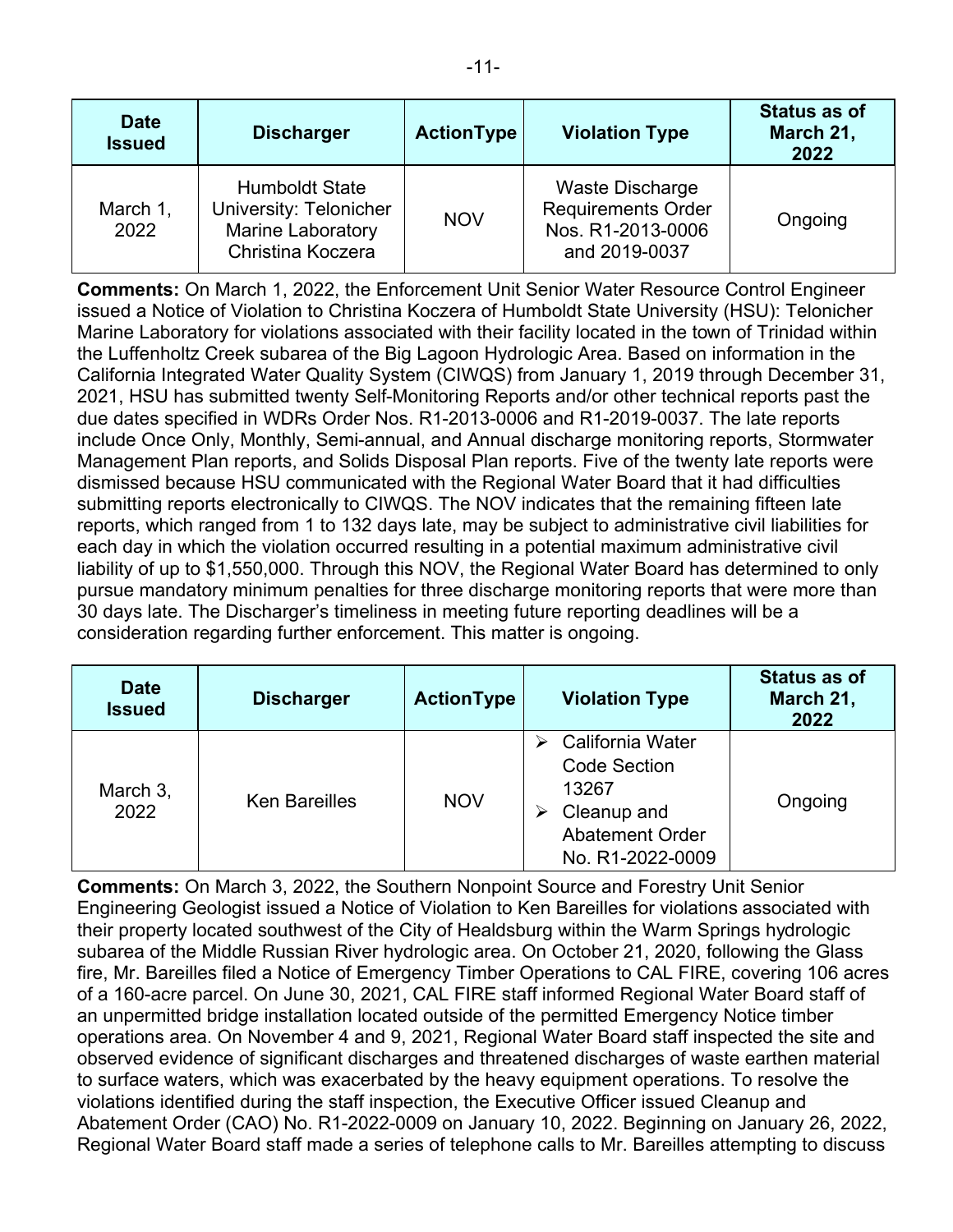| Date Issued | Discharger | ActionType | Violation Type | Status as of March 21, 2022 |
|---|---|---|---|---|
| March 1, 2022 | Humboldt State University: Telonicher Marine Laboratory Christina Koczera | NOV | Waste Discharge Requirements Order Nos. R1-2013-0006 and 2019-0037 | Ongoing |

**Comments:** On March 1, 2022, the Enforcement Unit Senior Water Resource Control Engineer issued a Notice of Violation to Christina Koczera of Humboldt State University (HSU): Telonicher Marine Laboratory for violations associated with their facility located in the town of Trinidad within the Luffenholtz Creek subarea of the Big Lagoon Hydrologic Area. Based on information in the California Integrated Water Quality System (CIWQS) from January 1, 2019 through December 31, 2021, HSU has submitted twenty Self-Monitoring Reports and/or other technical reports past the due dates specified in WDRs Order Nos. R1-2013-0006 and R1-2019-0037. The late reports include Once Only, Monthly, Semi-annual, and Annual discharge monitoring reports, Stormwater Management Plan reports, and Solids Disposal Plan reports. Five of the twenty late reports were dismissed because HSU communicated with the Regional Water Board that it had difficulties submitting reports electronically to CIWQS. The NOV indicates that the remaining fifteen late reports, which ranged from 1 to 132 days late, may be subject to administrative civil liabilities for each day in which the violation occurred resulting in a potential maximum administrative civil liability of up to $1,550,000. Through this NOV, the Regional Water Board has determined to only pursue mandatory minimum penalties for three discharge monitoring reports that were more than 30 days late. The Discharger's timeliness in meeting future reporting deadlines will be a consideration regarding further enforcement. This matter is ongoing.

| Date Issued | Discharger | ActionType | Violation Type | Status as of March 21, 2022 |
|---|---|---|---|---|
| March 3, 2022 | Ken Bareilles | NOV | ➢ California Water Code Section 13267<br>➢ Cleanup and Abatement Order No. R1-2022-0009 | Ongoing |

**Comments:** On March 3, 2022, the Southern Nonpoint Source and Forestry Unit Senior Engineering Geologist issued a Notice of Violation to Ken Bareilles for violations associated with their property located southwest of the City of Healdsburg within the Warm Springs hydrologic subarea of the Middle Russian River hydrologic area. On October 21, 2020, following the Glass fire, Mr. Bareilles filed a Notice of Emergency Timber Operations to CAL FIRE, covering 106 acres of a 160-acre parcel. On June 30, 2021, CAL FIRE staff informed Regional Water Board staff of an unpermitted bridge installation located outside of the permitted Emergency Notice timber operations area. On November 4 and 9, 2021, Regional Water Board staff inspected the site and observed evidence of significant discharges and threatened discharges of waste earthen material to surface waters, which was exacerbated by the heavy equipment operations. To resolve the violations identified during the staff inspection, the Executive Officer issued Cleanup and Abatement Order (CAO) No. R1-2022-0009 on January 10, 2022. Beginning on January 26, 2022, Regional Water Board staff made a series of telephone calls to Mr. Bareilles attempting to discuss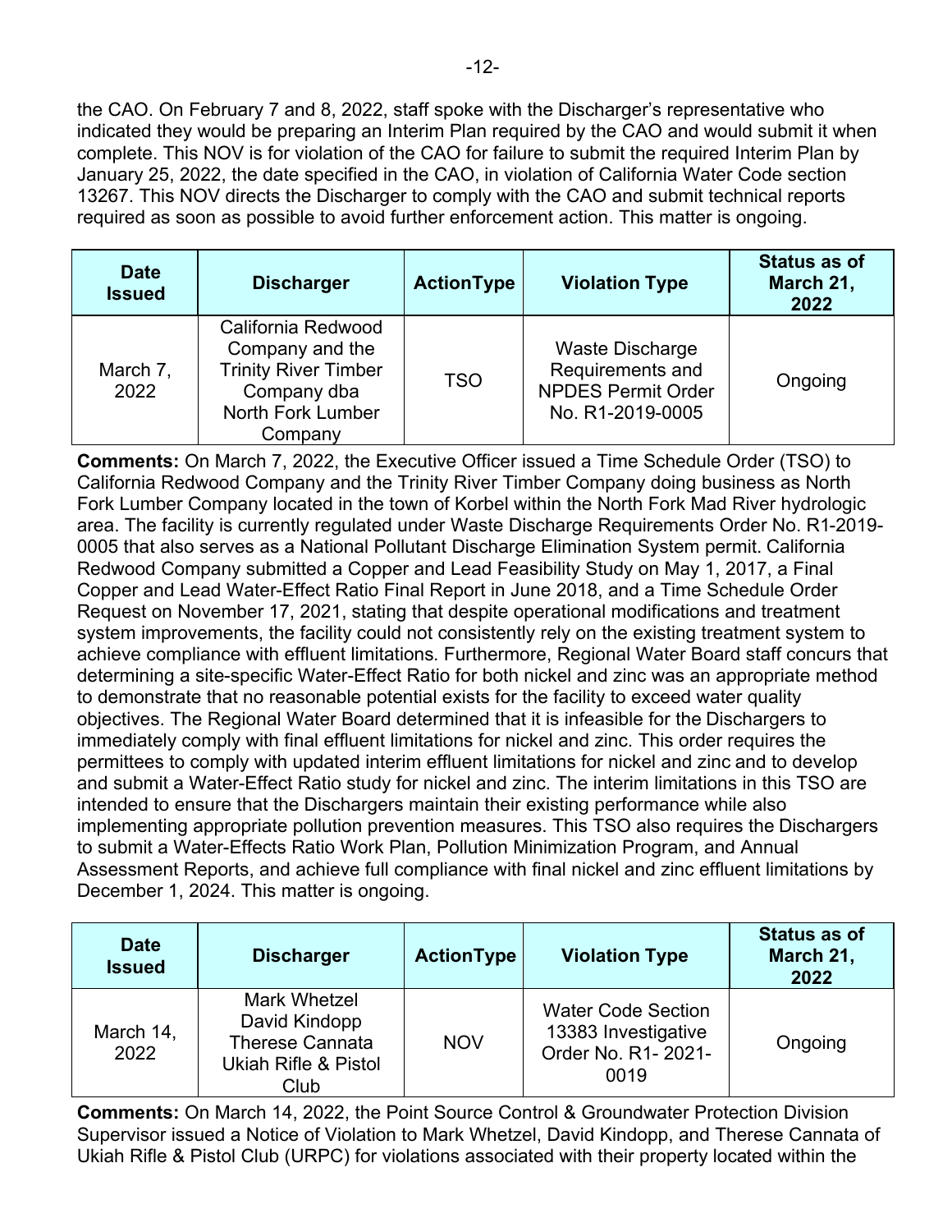the CAO. On February 7 and 8, 2022, staff spoke with the Discharger's representative who indicated they would be preparing an Interim Plan required by the CAO and would submit it when complete. This NOV is for violation of the CAO for failure to submit the required Interim Plan by January 25, 2022, the date specified in the CAO, in violation of California Water Code section 13267. This NOV directs the Discharger to comply with the CAO and submit technical reports required as soon as possible to avoid further enforcement action. This matter is ongoing.

| Date Issued | Discharger | ActionType | Violation Type | Status as of March 21, 2022 |
|---|---|---|---|---|
| March 7, 2022 | California Redwood Company and the Trinity River Timber Company dba North Fork Lumber Company | TSO | Waste Discharge Requirements and NPDES Permit Order No. R1-2019-0005 | Ongoing |

**Comments:** On March 7, 2022, the Executive Officer issued a Time Schedule Order (TSO) to California Redwood Company and the Trinity River Timber Company doing business as North Fork Lumber Company located in the town of Korbel within the North Fork Mad River hydrologic area. The facility is currently regulated under Waste Discharge Requirements Order No. R1-2019-0005 that also serves as a National Pollutant Discharge Elimination System permit. California Redwood Company submitted a Copper and Lead Feasibility Study on May 1, 2017, a Final Copper and Lead Water-Effect Ratio Final Report in June 2018, and a Time Schedule Order Request on November 17, 2021, stating that despite operational modifications and treatment system improvements, the facility could not consistently rely on the existing treatment system to achieve compliance with effluent limitations. Furthermore, Regional Water Board staff concurs that determining a site-specific Water-Effect Ratio for both nickel and zinc was an appropriate method to demonstrate that no reasonable potential exists for the facility to exceed water quality objectives. The Regional Water Board determined that it is infeasible for the Dischargers to immediately comply with final effluent limitations for nickel and zinc. This order requires the permittees to comply with updated interim effluent limitations for nickel and zinc and to develop and submit a Water-Effect Ratio study for nickel and zinc. The interim limitations in this TSO are intended to ensure that the Dischargers maintain their existing performance while also implementing appropriate pollution prevention measures. This TSO also requires the Dischargers to submit a Water-Effects Ratio Work Plan, Pollution Minimization Program, and Annual Assessment Reports, and achieve full compliance with final nickel and zinc effluent limitations by December 1, 2024. This matter is ongoing.

| Date Issued | Discharger | ActionType | Violation Type | Status as of March 21, 2022 |
|---|---|---|---|---|
| March 14, 2022 | Mark Whetzel David Kindopp Therese Cannata Ukiah Rifle & Pistol Club | NOV | Water Code Section 13383 Investigative Order No. R1- 2021-0019 | Ongoing |

**Comments:** On March 14, 2022, the Point Source Control & Groundwater Protection Division Supervisor issued a Notice of Violation to Mark Whetzel, David Kindopp, and Therese Cannata of Ukiah Rifle & Pistol Club (URPC) for violations associated with their property located within the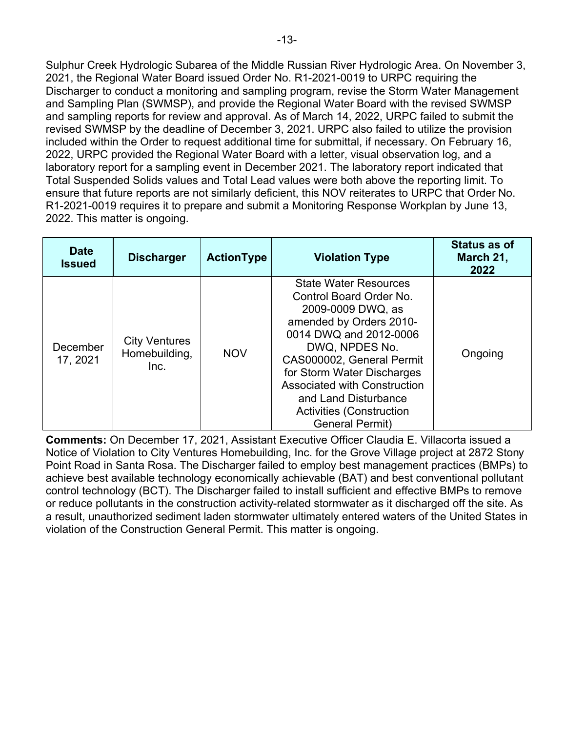Sulphur Creek Hydrologic Subarea of the Middle Russian River Hydrologic Area. On November 3, 2021, the Regional Water Board issued Order No. R1-2021-0019 to URPC requiring the Discharger to conduct a monitoring and sampling program, revise the Storm Water Management and Sampling Plan (SWMSP), and provide the Regional Water Board with the revised SWMSP and sampling reports for review and approval. As of March 14, 2022, URPC failed to submit the revised SWMSP by the deadline of December 3, 2021. URPC also failed to utilize the provision included within the Order to request additional time for submittal, if necessary. On February 16, 2022, URPC provided the Regional Water Board with a letter, visual observation log, and a laboratory report for a sampling event in December 2021. The laboratory report indicated that Total Suspended Solids values and Total Lead values were both above the reporting limit. To ensure that future reports are not similarly deficient, this NOV reiterates to URPC that Order No. R1-2021-0019 requires it to prepare and submit a Monitoring Response Workplan by June 13, 2022. This matter is ongoing.

| Date Issued | Discharger | ActionType | Violation Type | Status as of March 21, 2022 |
|---|---|---|---|---|
| December 17, 2021 | City Ventures Homebuilding, Inc. | NOV | State Water Resources Control Board Order No. 2009-0009 DWQ, as amended by Orders 2010-0014 DWQ and 2012-0006 DWQ, NPDES No. CAS000002, General Permit for Storm Water Discharges Associated with Construction and Land Disturbance Activities (Construction General Permit) | Ongoing |

**Comments:** On December 17, 2021, Assistant Executive Officer Claudia E. Villacorta issued a Notice of Violation to City Ventures Homebuilding, Inc. for the Grove Village project at 2872 Stony Point Road in Santa Rosa. The Discharger failed to employ best management practices (BMPs) to achieve best available technology economically achievable (BAT) and best conventional pollutant control technology (BCT). The Discharger failed to install sufficient and effective BMPs to remove or reduce pollutants in the construction activity-related stormwater as it discharged off the site. As a result, unauthorized sediment laden stormwater ultimately entered waters of the United States in violation of the Construction General Permit. This matter is ongoing.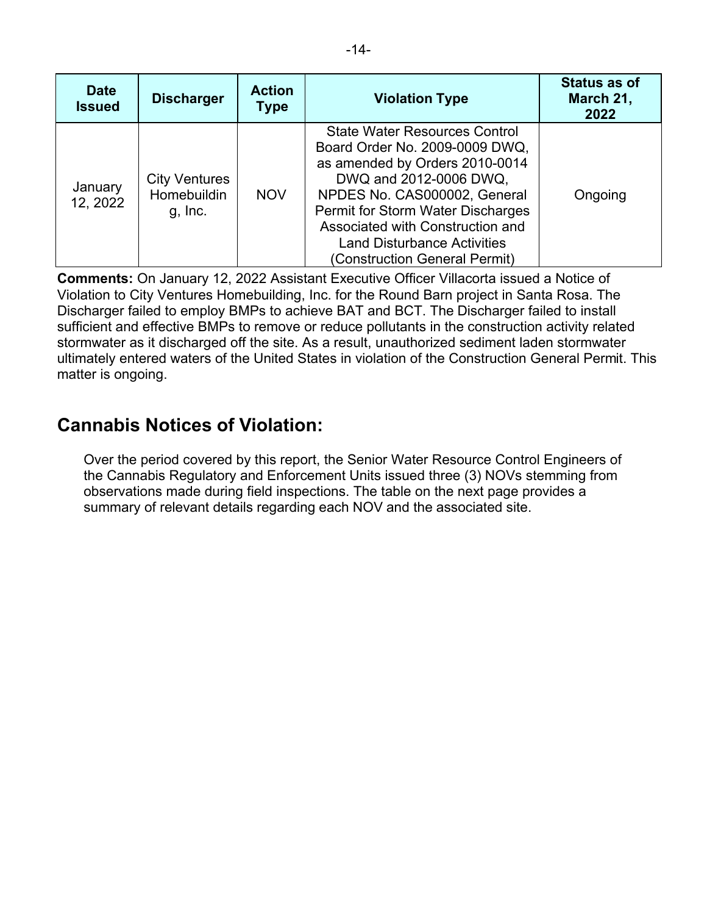| Date Issued | Discharger | Action Type | Violation Type | Status as of March 21, 2022 |
|---|---|---|---|---|
| January 12, 2022 | City Ventures Homebuilding, Inc. | NOV | State Water Resources Control Board Order No. 2009-0009 DWQ, as amended by Orders 2010-0014 DWQ and 2012-0006 DWQ, NPDES No. CAS000002, General Permit for Storm Water Discharges Associated with Construction and Land Disturbance Activities (Construction General Permit) | Ongoing |

**Comments:** On January 12, 2022 Assistant Executive Officer Villacorta issued a Notice of Violation to City Ventures Homebuilding, Inc. for the Round Barn project in Santa Rosa. The Discharger failed to employ BMPs to achieve BAT and BCT. The Discharger failed to install sufficient and effective BMPs to remove or reduce pollutants in the construction activity related stormwater as it discharged off the site. As a result, unauthorized sediment laden stormwater ultimately entered waters of the United States in violation of the Construction General Permit. This matter is ongoing.

## Cannabis Notices of Violation:

Over the period covered by this report, the Senior Water Resource Control Engineers of the Cannabis Regulatory and Enforcement Units issued three (3) NOVs stemming from observations made during field inspections. The table on the next page provides a summary of relevant details regarding each NOV and the associated site.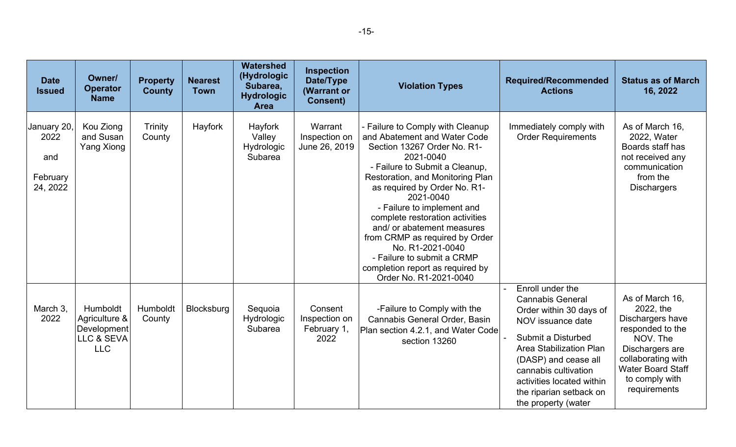| Date Issued | Owner/ Operator Name | Property County | Nearest Town | Watershed (Hydrologic Subarea, Hydrologic Area | Inspection Date/Type (Warrant or Consent) | Violation Types | Required/Recommended Actions | Status as of March 16, 2022 |
|---|---|---|---|---|---|---|---|---|
| January 20, 2022 and February 24, 2022 | Kou Ziong and Susan Yang Xiong | Trinity County | Hayfork | Hayfork Valley Hydrologic Subarea | Warrant Inspection on June 26, 2019 | - Failure to Comply with Cleanup and Abatement and Water Code Section 13267 Order No. R1-2021-0040<br>- Failure to Submit a Cleanup, Restoration, and Monitoring Plan as required by Order No. R1-2021-0040<br>- Failure to implement and complete restoration activities and/ or abatement measures from CRMP as required by Order No. R1-2021-0040<br>- Failure to submit a CRMP completion report as required by Order No. R1-2021-0040 | Immediately comply with Order Requirements | As of March 16, 2022, Water Boards staff has not received any communication from the Dischargers |
| March 3, 2022 | Humboldt Agriculture & Development LLC & SEVA LLC | Humboldt County | Blocksburg | Sequoia Hydrologic Subarea | Consent Inspection on February 1, 2022 | -Failure to Comply with the Cannabis General Order, Basin Plan section 4.2.1, and Water Code section 13260 | - Enroll under the Cannabis General Order within 30 days of NOV issuance date<br>- Submit a Disturbed Area Stabilization Plan (DASP) and cease all cannabis cultivation activities located within the riparian setback on the property (water | As of March 16, 2022, the Dischargers have responded to the NOV. The Dischargers are collaborating with Water Board Staff to comply with requirements |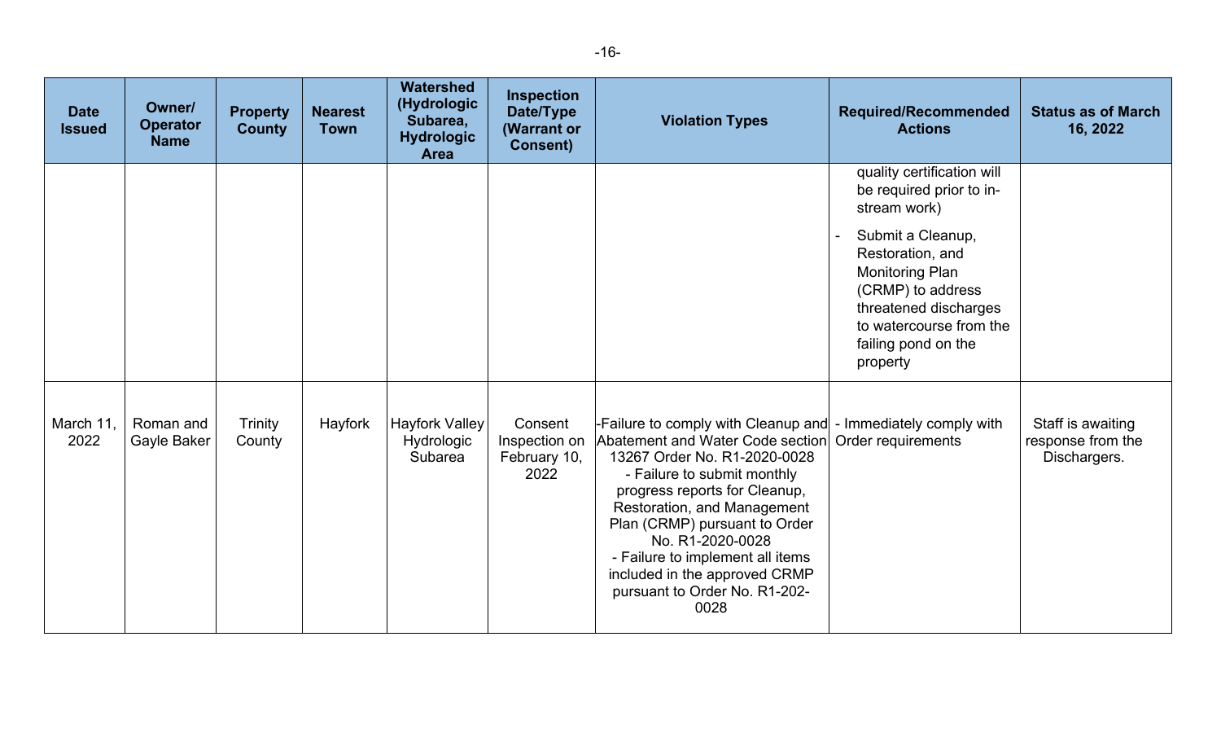| Date Issued | Owner/ Operator Name | Property County | Nearest Town | Watershed (Hydrologic Subarea, Hydrologic Area | Inspection Date/Type (Warrant or Consent) | Violation Types | Required/Recommended Actions | Status as of March 16, 2022 |
|---|---|---|---|---|---|---|---|---|
| | | | | | | | quality certification will be required prior to in-stream work)<br>- Submit a Cleanup, Restoration, and Monitoring Plan (CRMP) to address threatened discharges to watercourse from the failing pond on the property | |
| March 11, 2022 | Roman and Gayle Baker | Trinity County | Hayfork | Hayfork Valley Hydrologic Subarea | Consent Inspection on February 10, 2022 | -Failure to comply with Cleanup and Abatement and Water Code section 13267 Order No. R1-2020-0028<br>- Failure to submit monthly progress reports for Cleanup, Restoration, and Management Plan (CRMP) pursuant to Order No. R1-2020-0028<br>- Failure to implement all items included in the approved CRMP pursuant to Order No. R1-202-0028 | - Immediately comply with Order requirements | Staff is awaiting response from the Dischargers. |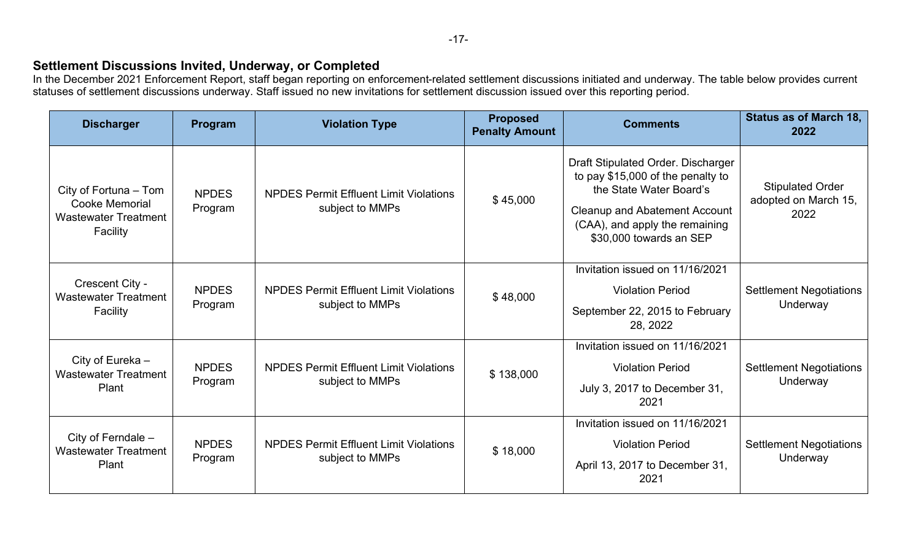## Settlement Discussions Invited, Underway, or Completed

In the December 2021 Enforcement Report, staff began reporting on enforcement-related settlement discussions initiated and underway. The table below provides current statuses of settlement discussions underway. Staff issued no new invitations for settlement discussion issued over this reporting period.

| Discharger | Program | Violation Type | Proposed Penalty Amount | Comments | Status as of March 18, 2022 |
|---|---|---|---|---|---|
| City of Fortuna – Tom Cooke Memorial Wastewater Treatment Facility | NPDES Program | NPDES Permit Effluent Limit Violations subject to MMPs | $ 45,000 | Draft Stipulated Order. Discharger to pay $15,000 of the penalty to the State Water Board's Cleanup and Abatement Account (CAA), and apply the remaining $30,000 towards an SEP | Stipulated Order adopted on March 15, 2022 |
| Crescent City - Wastewater Treatment Facility | NPDES Program | NPDES Permit Effluent Limit Violations subject to MMPs | $ 48,000 | Invitation issued on 11/16/2021 Violation Period September 22, 2015 to February 28, 2022 | Settlement Negotiations Underway |
| City of Eureka – Wastewater Treatment Plant | NPDES Program | NPDES Permit Effluent Limit Violations subject to MMPs | $ 138,000 | Invitation issued on 11/16/2021 Violation Period July 3, 2017 to December 31, 2021 | Settlement Negotiations Underway |
| City of Ferndale – Wastewater Treatment Plant | NPDES Program | NPDES Permit Effluent Limit Violations subject to MMPs | $ 18,000 | Invitation issued on 11/16/2021 Violation Period April 13, 2017 to December 31, 2021 | Settlement Negotiations Underway |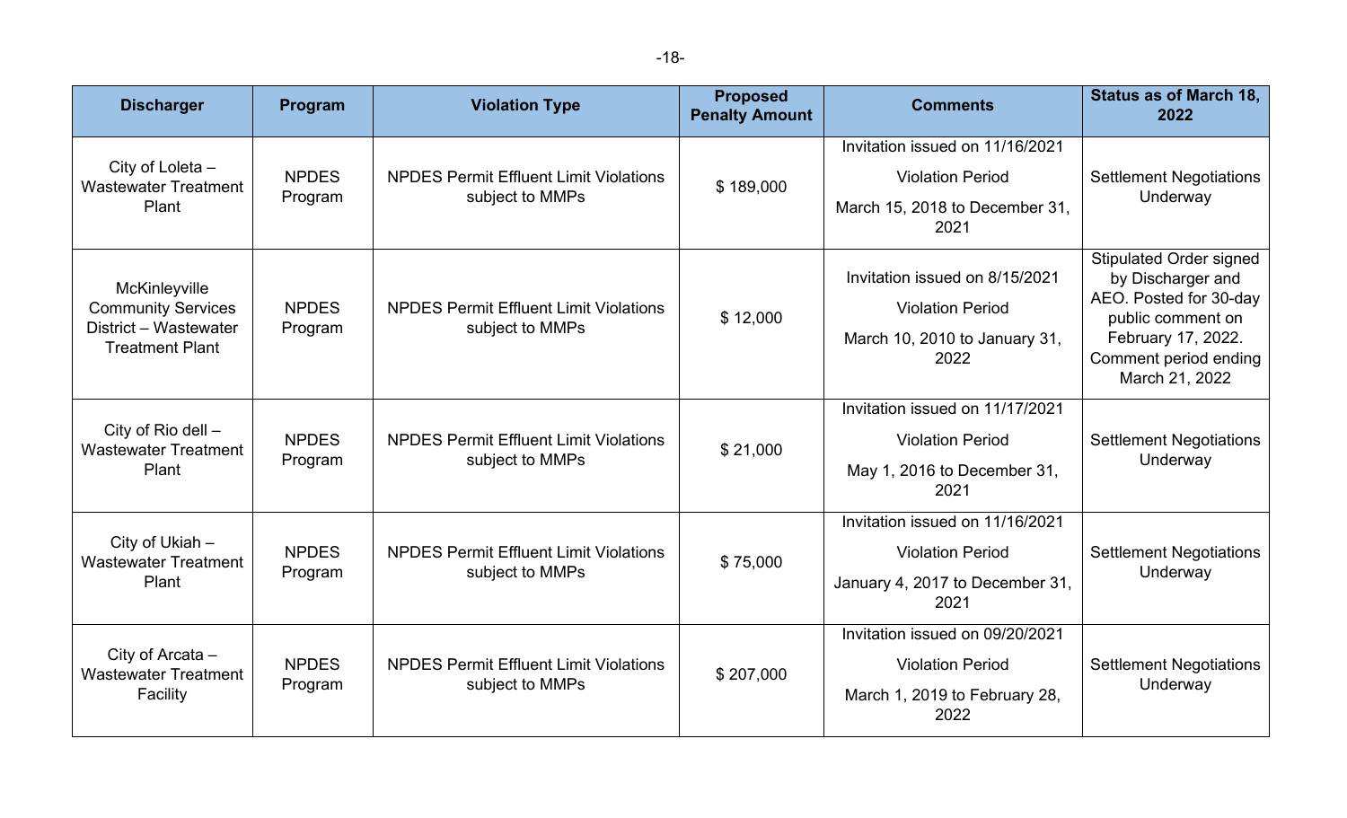| Discharger | Program | Violation Type | Proposed Penalty Amount | Comments | Status as of March 18, 2022 |
|---|---|---|---|---|---|
| City of Loleta – Wastewater Treatment Plant | NPDES Program | NPDES Permit Effluent Limit Violations subject to MMPs | $ 189,000 | Invitation issued on 11/16/2021<br>Violation Period<br>March 15, 2018 to December 31, 2021 | Settlement Negotiations Underway |
| McKinleyville Community Services District – Wastewater Treatment Plant | NPDES Program | NPDES Permit Effluent Limit Violations subject to MMPs | $ 12,000 | Invitation issued on 8/15/2021<br>Violation Period<br>March 10, 2010 to January 31, 2022 | Stipulated Order signed by Discharger and AEO. Posted for 30-day public comment on February 17, 2022. Comment period ending March 21, 2022 |
| City of Rio dell – Wastewater Treatment Plant | NPDES Program | NPDES Permit Effluent Limit Violations subject to MMPs | $ 21,000 | Invitation issued on 11/17/2021<br>Violation Period<br>May 1, 2016 to December 31, 2021 | Settlement Negotiations Underway |
| City of Ukiah – Wastewater Treatment Plant | NPDES Program | NPDES Permit Effluent Limit Violations subject to MMPs | $ 75,000 | Invitation issued on 11/16/2021<br>Violation Period<br>January 4, 2017 to December 31, 2021 | Settlement Negotiations Underway |
| City of Arcata – Wastewater Treatment Facility | NPDES Program | NPDES Permit Effluent Limit Violations subject to MMPs | $ 207,000 | Invitation issued on 09/20/2021<br>Violation Period<br>March 1, 2019 to February 28, 2022 | Settlement Negotiations Underway |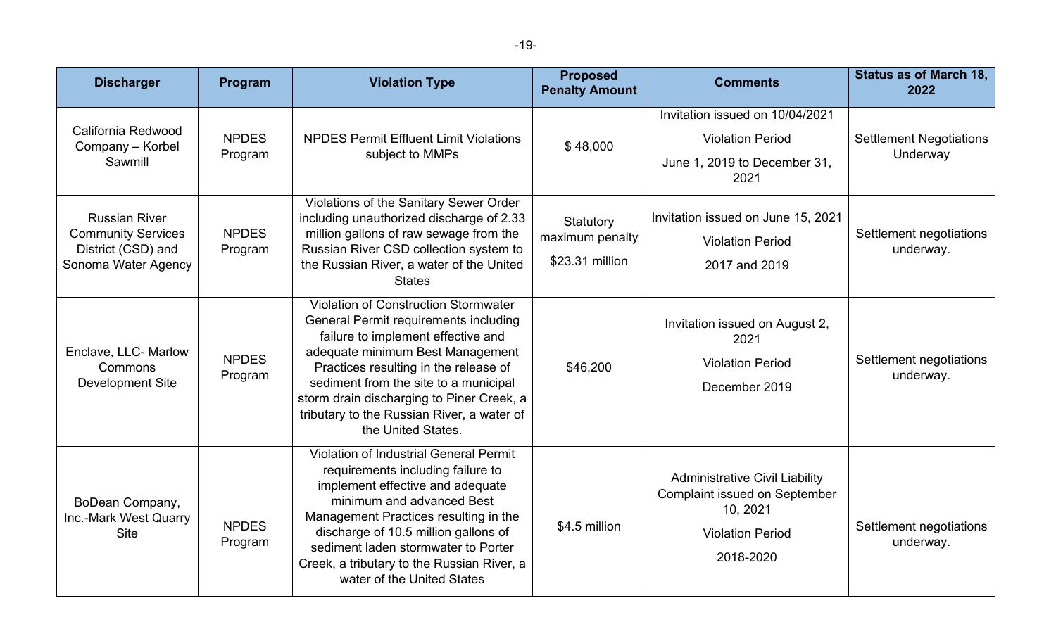| Discharger | Program | Violation Type | Proposed Penalty Amount | Comments | Status as of March 18, 2022 |
| --- | --- | --- | --- | --- | --- |
| California Redwood Company – Korbel Sawmill | NPDES Program | NPDES Permit Effluent Limit Violations subject to MMPs | $ 48,000 | Invitation issued on 10/04/2021<br>Violation Period<br>June 1, 2019 to December 31, 2021 | Settlement Negotiations Underway |
| Russian River Community Services District (CSD) and Sonoma Water Agency | NPDES Program | Violations of the Sanitary Sewer Order including unauthorized discharge of 2.33 million gallons of raw sewage from the Russian River CSD collection system to the Russian River, a water of the United States | Statutory maximum penalty<br>$23.31 million | Invitation issued on June 15, 2021<br>Violation Period<br>2017 and 2019 | Settlement negotiations underway. |
| Enclave, LLC- Marlow Commons Development Site | NPDES Program | Violation of Construction Stormwater General Permit requirements including failure to implement effective and adequate minimum Best Management Practices resulting in the release of sediment from the site to a municipal storm drain discharging to Piner Creek, a tributary to the Russian River, a water of the United States. | $46,200 | Invitation issued on August 2, 2021<br>Violation Period<br>December 2019 | Settlement negotiations underway. |
| BoDean Company, Inc.-Mark West Quarry Site | NPDES Program | Violation of Industrial General Permit requirements including failure to implement effective and adequate minimum and advanced Best Management Practices resulting in the discharge of 10.5 million gallons of sediment laden stormwater to Porter Creek, a tributary to the Russian River, a water of the United States | $4.5 million | Administrative Civil Liability Complaint issued on September 10, 2021<br>Violation Period<br>2018-2020 | Settlement negotiations underway. |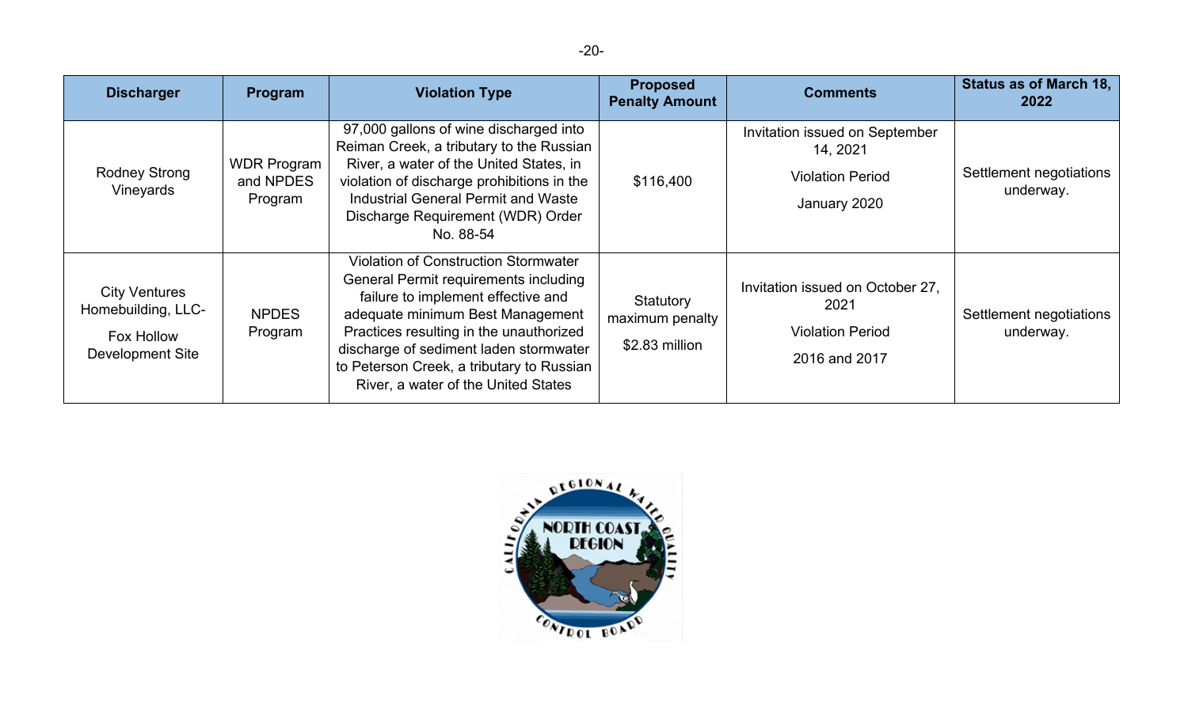| Discharger | Program | Violation Type | Proposed Penalty Amount | Comments | Status as of March 18, 2022 |
|---|---|---|---|---|---|
| Rodney Strong Vineyards | WDR Program and NPDES Program | 97,000 gallons of wine discharged into Reiman Creek, a tributary to the Russian River, a water of the United States, in violation of discharge prohibitions in the Industrial General Permit and Waste Discharge Requirement (WDR) Order No. 88-54 | $116,400 | Invitation issued on September 14, 2021<br><br>Violation Period<br><br>January 2020 | Settlement negotiations underway. |
| City Ventures Homebuilding, LLC-<br><br>Fox Hollow Development Site | NPDES Program | Violation of Construction Stormwater General Permit requirements including failure to implement effective and adequate minimum Best Management Practices resulting in the unauthorized discharge of sediment laden stormwater to Peterson Creek, a tributary to Russian River, a water of the United States | Statutory maximum penalty<br><br>$2.83 million | Invitation issued on October 27, 2021<br><br>Violation Period<br><br>2016 and 2017 | Settlement negotiations underway. |